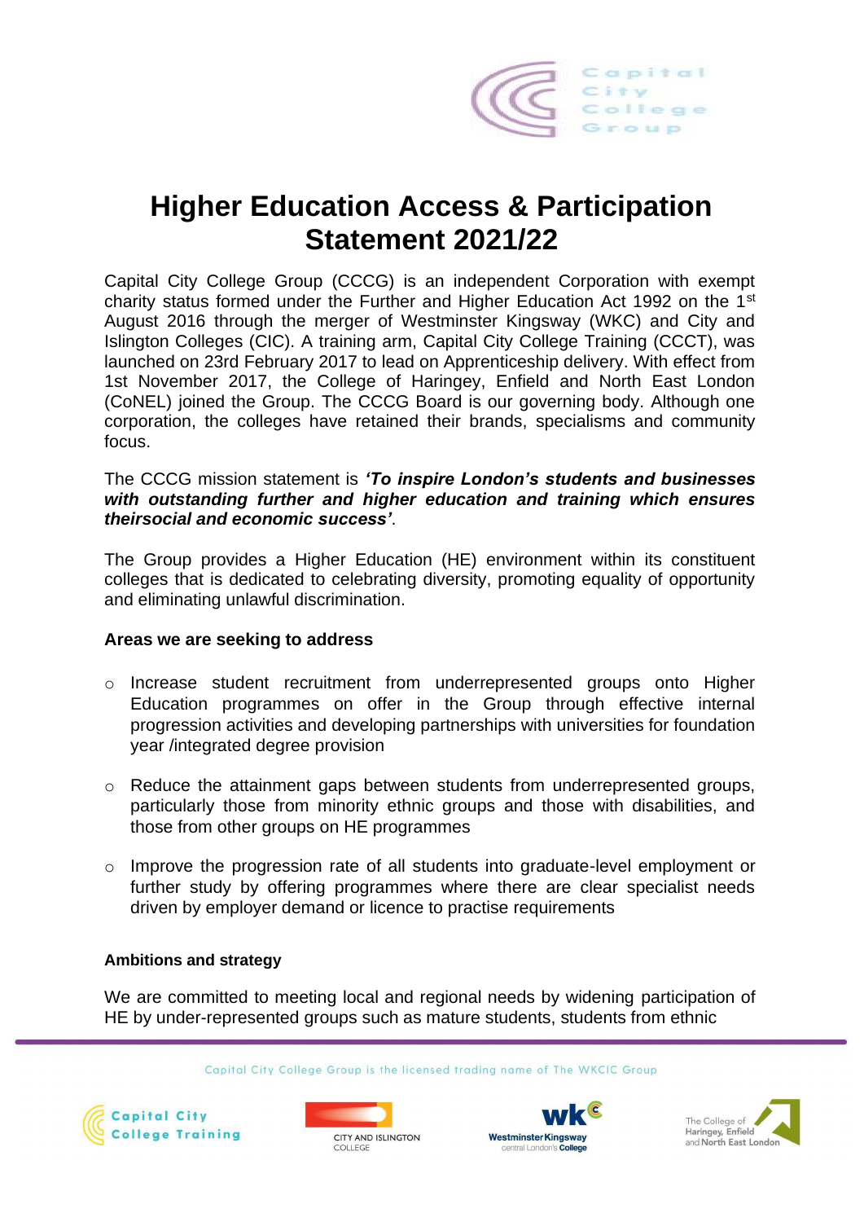# Higher Education Access & Participation Statement 2021/22

Capital City College Group (CCCG) is an independent Corporation with exempt charity status formed under the Further and Higher Education Act 1992 on the 1st August 2016 through the merger of Westminster Kingsway (WKC) and City and Islington Colleges (CIC). A training arm, Capital City College Training (CCCT), was launched on 23rd February 2017 to lead on Apprenticeship delivery. With effect from 1st November 2017, the College of Haringey, Enfield and North East London (CoNEL) joined the Group. The CCCG Board is our governing body. Although one corporation, the colleges have retained their brands, specialisms and community focus.

The CCCG mission statement is ***'To inspire London's students and businesses with outstanding further and higher education and training which ensures theirsocial and economic success'***.

The Group provides a Higher Education (HE) environment within its constituent colleges that is dedicated to celebrating diversity, promoting equality of opportunity and eliminating unlawful discrimination.

### Areas we are seeking to address

- Increase student recruitment from underrepresented groups onto Higher Education programmes on offer in the Group through effective internal progression activities and developing partnerships with universities for foundation year /integrated degree provision
- Reduce the attainment gaps between students from underrepresented groups, particularly those from minority ethnic groups and those with disabilities, and those from other groups on HE programmes
- Improve the progression rate of all students into graduate-level employment or further study by offering programmes where there are clear specialist needs driven by employer demand or licence to practise requirements

### Ambitions and strategy

We are committed to meeting local and regional needs by widening participation of HE by under-represented groups such as mature students, students from ethnic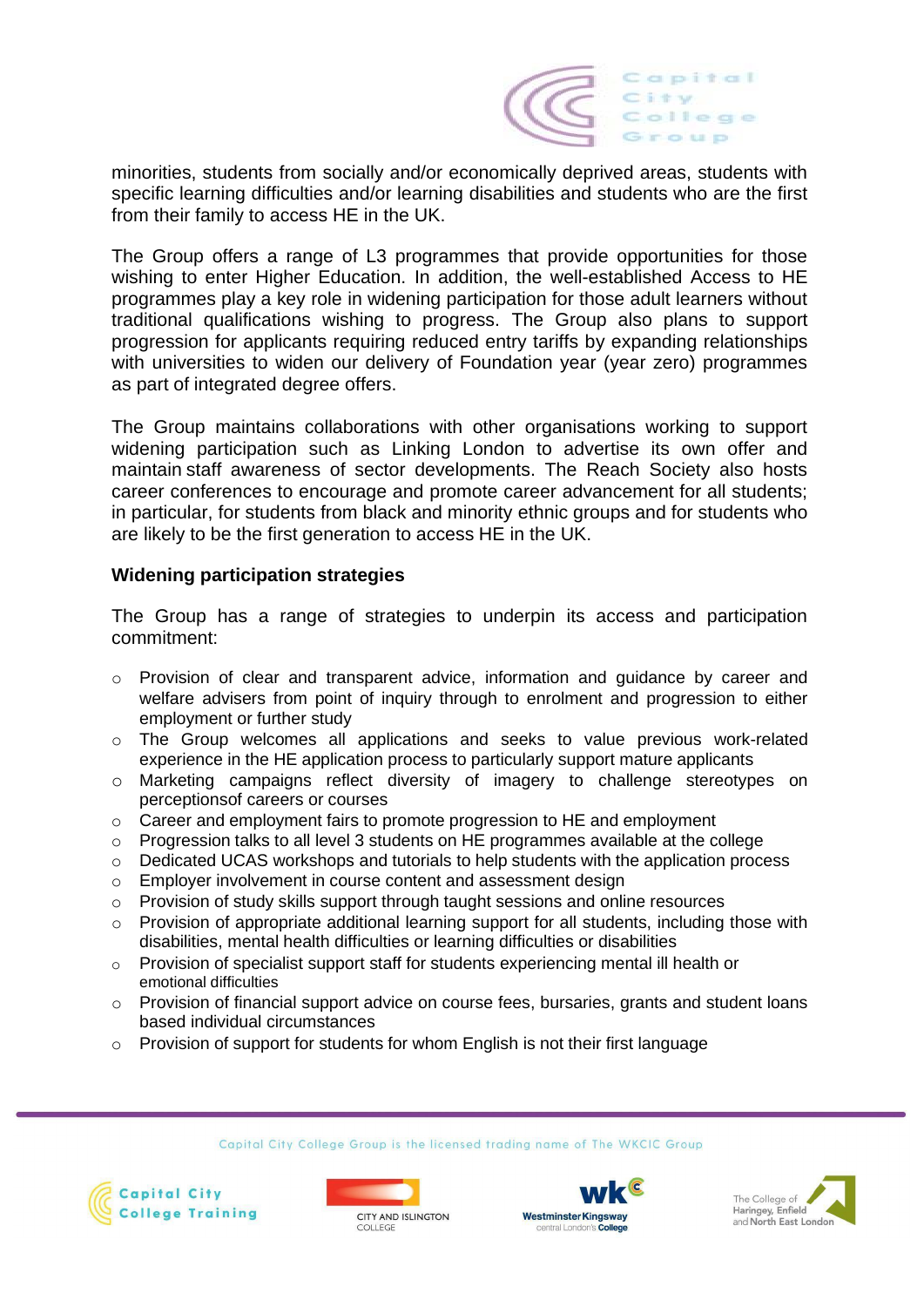minorities, students from socially and/or economically deprived areas, students with specific learning difficulties and/or learning disabilities and students who are the first from their family to access HE in the UK.

The Group offers a range of L3 programmes that provide opportunities for those wishing to enter Higher Education. In addition, the well-established Access to HE programmes play a key role in widening participation for those adult learners without traditional qualifications wishing to progress. The Group also plans to support progression for applicants requiring reduced entry tariffs by expanding relationships with universities to widen our delivery of Foundation year (year zero) programmes as part of integrated degree offers.

The Group maintains collaborations with other organisations working to support widening participation such as Linking London to advertise its own offer and maintain staff awareness of sector developments. The Reach Society also hosts career conferences to encourage and promote career advancement for all students; in particular, for students from black and minority ethnic groups and for students who are likely to be the first generation to access HE in the UK.

### Widening participation strategies

The Group has a range of strategies to underpin its access and participation commitment:

- Provision of clear and transparent advice, information and guidance by career and welfare advisers from point of inquiry through to enrolment and progression to either employment or further study
- The Group welcomes all applications and seeks to value previous work-related experience in the HE application process to particularly support mature applicants
- Marketing campaigns reflect diversity of imagery to challenge stereotypes on perceptionsof careers or courses
- Career and employment fairs to promote progression to HE and employment
- Progression talks to all level 3 students on HE programmes available at the college
- Dedicated UCAS workshops and tutorials to help students with the application process
- Employer involvement in course content and assessment design
- Provision of study skills support through taught sessions and online resources
- Provision of appropriate additional learning support for all students, including those with disabilities, mental health difficulties or learning difficulties or disabilities
- Provision of specialist support staff for students experiencing mental ill health or emotional difficulties
- Provision of financial support advice on course fees, bursaries, grants and student loans based individual circumstances
- Provision of support for students for whom English is not their first language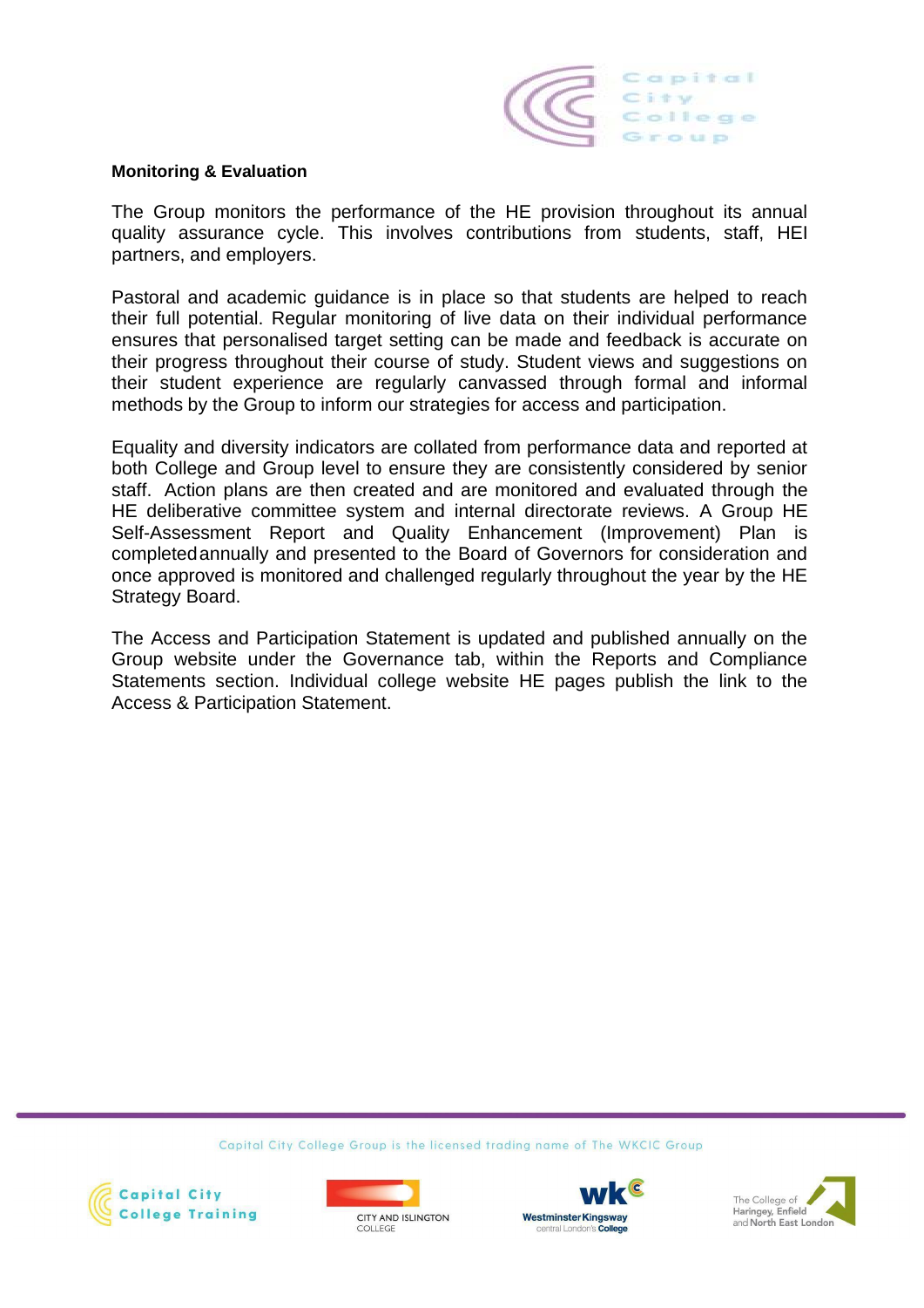**Monitoring & Evaluation**

The Group monitors the performance of the HE provision throughout its annual quality assurance cycle. This involves contributions from students, staff, HEI partners, and employers.

Pastoral and academic guidance is in place so that students are helped to reach their full potential. Regular monitoring of live data on their individual performance ensures that personalised target setting can be made and feedback is accurate on their progress throughout their course of study. Student views and suggestions on their student experience are regularly canvassed through formal and informal methods by the Group to inform our strategies for access and participation.

Equality and diversity indicators are collated from performance data and reported at both College and Group level to ensure they are consistently considered by senior staff. Action plans are then created and are monitored and evaluated through the HE deliberative committee system and internal directorate reviews. A Group HE Self-Assessment Report and Quality Enhancement (Improvement) Plan is completed annually and presented to the Board of Governors for consideration and once approved is monitored and challenged regularly throughout the year by the HE Strategy Board.

The Access and Participation Statement is updated and published annually on the Group website under the Governance tab, within the Reports and Compliance Statements section. Individual college website HE pages publish the link to the Access & Participation Statement.